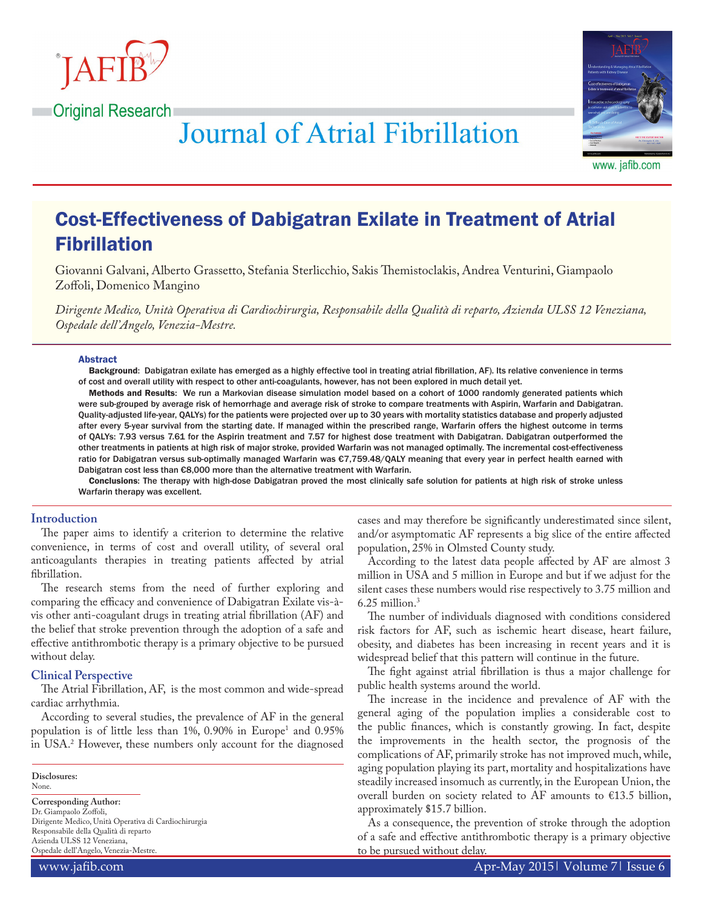Original Research

# Cost-Effectiveness of Dabigatran Exilate in Treatment of Atrial Fibrillation

Giovanni Galvani, Alberto Grassetto, Stefania Sterlicchio, Sakis Themistoclakis, Andrea Venturini, Giampaolo Zoffoli, Domenico Mangino

*Dirigente Medico, Unità Operativa di Cardiochirurgia, Responsabile della Qualità di reparto, Azienda ULSS 12 Veneziana, Ospedale dell'Angelo, Venezia-Mestre.*

### Abstract

**Background**: Dabigatran exilate has emerged as a highly effective tool in treating atrial fibrillation, AF). Its relative convenience in terms of cost and overall utility with respect to other anti-coagulants, however, has not been explored in much detail yet.

**Methods and Results**: We run a Markovian disease simulation model based on a cohort of 1000 randomly generated patients which were sub-grouped by average risk of hemorrhage and average risk of stroke to compare treatments with Aspirin, Warfarin and Dabigatran. Quality-adjusted life-year, QALYs) for the patients were projected over up to 30 years with mortality statistics database and properly adjusted after every 5-year survival from the starting date. If managed within the prescribed range, Warfarin offers the highest outcome in terms of QALYs: 7.93 versus 7.61 for the Aspirin treatment and 7.57 for highest dose treatment with Dabigatran. Dabigatran outperformed the other treatments in patients at high risk of major stroke, provided Warfarin was not managed optimally. The incremental cost-effectiveness ratio for Dabigatran versus sub-optimally managed Warfarin was €7,759.48/QALY meaning that every year in perfect health earned with Dabigatran cost less than €8,000 more than the alternative treatment with Warfarin.

**Conclusions**: The therapy with high-dose Dabigatran proved the most clinically safe solution for patients at high risk of stroke unless Warfarin therapy was excellent.

## Introduction

The paper aims to identify a criterion to determine the relative convenience, in terms of cost and overall utility, of several oral anticoagulants therapies in treating patients affected by atrial fibrillation.

The research stems from the need of further exploring and comparing the efficacy and convenience of Dabigatran Exilate vis-à-vis other anti-coagulant drugs in treating atrial fibrillation (AF) and the belief that stroke prevention through the adoption of a safe and effective antithrombotic therapy is a primary objective to be pursued without delay.

## Clinical Perspective

The Atrial Fibrillation, AF, is the most common and wide-spread cardiac arrhythmia.

According to several studies, the prevalence of AF in the general population is of little less than 1%, 0.90% in Europe[1] and 0.95% in USA.[2] However, these numbers only account for the diagnosed cases and may therefore be significantly underestimated since silent, and/or asymptomatic AF represents a big slice of the entire affected population, 25% in Olmsted County study.

According to the latest data people affected by AF are almost 3 million in USA and 5 million in Europe and but if we adjust for the silent cases these numbers would rise respectively to 3.75 million and 6.25 million.[3]

The number of individuals diagnosed with conditions considered risk factors for AF, such as ischemic heart disease, heart failure, obesity, and diabetes has been increasing in recent years and it is widespread belief that this pattern will continue in the future.

The fight against atrial fibrillation is thus a major challenge for public health systems around the world.

The increase in the incidence and prevalence of AF with the general aging of the population implies a considerable cost to the public finances, which is constantly growing. In fact, despite the improvements in the health sector, the prognosis of the complications of AF, primarily stroke has not improved much, while, aging population playing its part, mortality and hospitalizations have steadily increased insomuch as currently, in the European Union, the overall burden on society related to AF amounts to €13.5 billion, approximately $15.7 billion.

As a consequence, the prevention of stroke through the adoption of a safe and effective antithrombotic therapy is a primary objective to be pursued without delay.

**Disclosures:**
None.

**Corresponding Author:**
Dr. Giampaolo Zoffoli,
Dirigente Medico, Unità Operativa di Cardiochirurgia
Responsabile della Qualità di reparto
Azienda ULSS 12 Veneziana,
Ospedale dell'Angelo, Venezia-Mestre.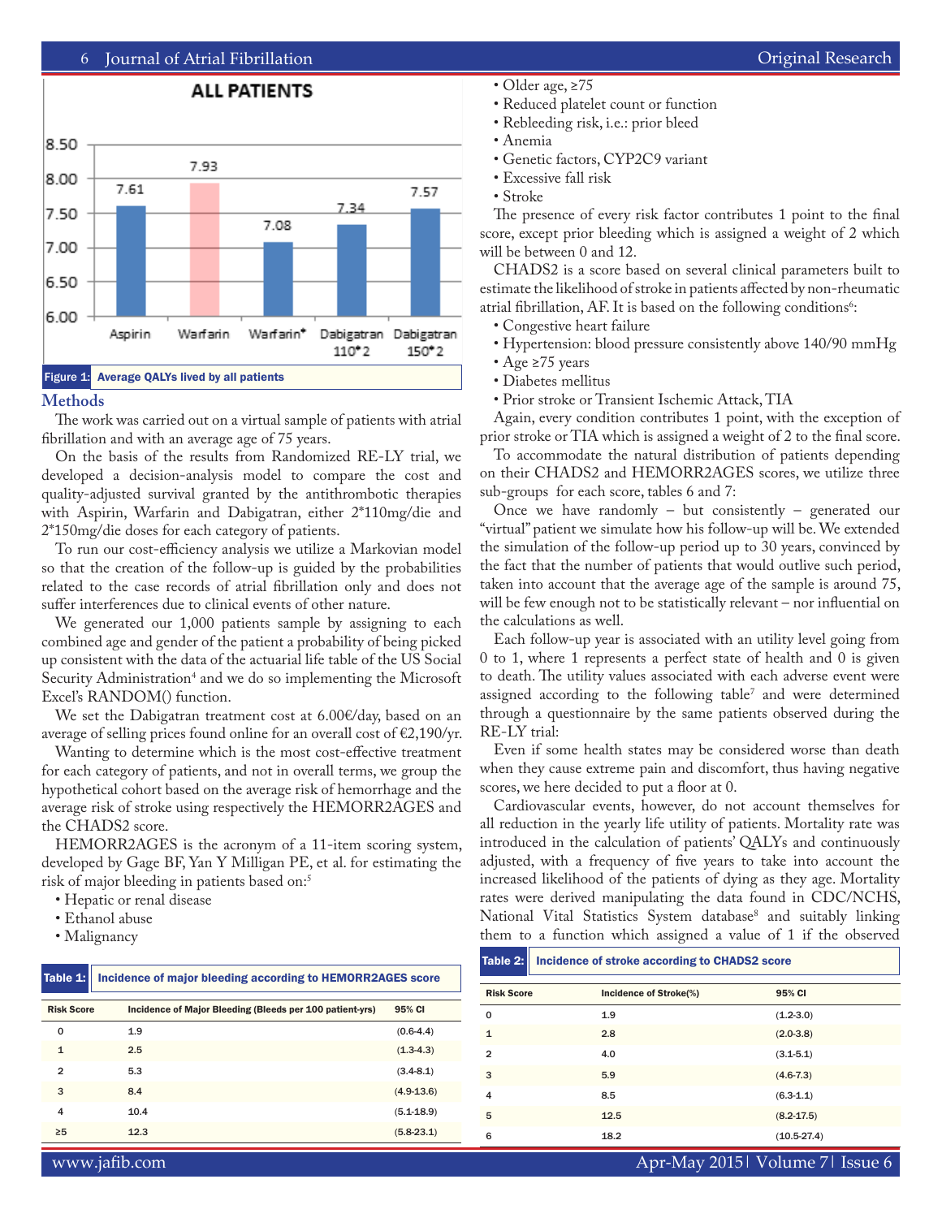Figure 1: Average QALYs lived by all patients

## Methods

The work was carried out on a virtual sample of patients with atrial fibrillation and with an average age of 75 years.

On the basis of the results from Randomized RE-LY trial, we developed a decision-analysis model to compare the cost and quality-adjusted survival granted by the antithrombotic therapies with Aspirin, Warfarin and Dabigatran, either 2*110mg/die and 2*150mg/die doses for each category of patients.

To run our cost-efficiency analysis we utilize a Markovian model so that the creation of the follow-up is guided by the probabilities related to the case records of atrial fibrillation only and does not suffer interferences due to clinical events of other nature.

We generated our 1,000 patients sample by assigning to each combined age and gender of the patient a probability of being picked up consistent with the data of the actuarial life table of the US Social Security Administration[4] and we do so implementing the Microsoft Excel's RANDOM() function.

We set the Dabigatran treatment cost at 6.00€/day, based on an average of selling prices found online for an overall cost of €2,190/yr.

Wanting to determine which is the most cost-effective treatment for each category of patients, and not in overall terms, we group the hypothetical cohort based on the average risk of hemorrhage and the average risk of stroke using respectively the HEMORR2AGES and the CHADS2 score.

HEMORR2AGES is the acronym of a 11-item scoring system, developed by Gage BF, Yan Y Milligan PE, et al. for estimating the risk of major bleeding in patients based on:[5]

- Hepatic or renal disease
- Ethanol abuse
- Malignancy
- Older age, ≥75
- Reduced platelet count or function
- Rebleeding risk, i.e.: prior bleed
- Anemia
- Genetic factors, CYP2C9 variant
- Excessive fall risk
- Stroke

The presence of every risk factor contributes 1 point to the final score, except prior bleeding which is assigned a weight of 2 which will be between 0 and 12.

CHADS2 is a score based on several clinical parameters built to estimate the likelihood of stroke in patients affected by non-rheumatic atrial fibrillation, AF. It is based on the following conditions[6]:

- Congestive heart failure
- Hypertension: blood pressure consistently above 140/90 mmHg
- Age ≥75 years
- Diabetes mellitus
- Prior stroke or Transient Ischemic Attack, TIA

Again, every condition contributes 1 point, with the exception of prior stroke or TIA which is assigned a weight of 2 to the final score.

To accommodate the natural distribution of patients depending on their CHADS2 and HEMORR2AGES scores, we utilize three sub-groups for each score, tables 6 and 7:

Once we have randomly – but consistently – generated our "virtual" patient we simulate how his follow-up will be. We extended the simulation of the follow-up period up to 30 years, convinced by the fact that the number of patients that would outlive such period, taken into account that the average age of the sample is around 75, will be few enough not to be statistically relevant – nor influential on the calculations as well.

Each follow-up year is associated with an utility level going from 0 to 1, where 1 represents a perfect state of health and 0 is given to death. The utility values associated with each adverse event were assigned according to the following table[7] and were determined through a questionnaire by the same patients observed during the RE-LY trial:

Even if some health states may be considered worse than death when they cause extreme pain and discomfort, thus having negative scores, we here decided to put a floor at 0.

Cardiovascular events, however, do not account themselves for all reduction in the yearly life utility of patients. Mortality rate was introduced in the calculation of patients' QALYs and continuously adjusted, with a frequency of five years to take into account the increased likelihood of the patients of dying as they age. Mortality rates were derived manipulating the data found in CDC/NCHS, National Vital Statistics System database[8] and suitably linking them to a function which assigned a value of 1 if the observed

Table 1: Incidence of major bleeding according to HEMORR2AGES score

| Risk Score | Incidence of Major Bleeding (Bleeds per 100 patient-yrs) | 95% CI |
|---|---|---|
| 0 | 1.9 | (0.6-4.4) |
| 1 | 2.5 | (1.3-4.3) |
| 2 | 5.3 | (3.4-8.1) |
| 3 | 8.4 | (4.9-13.6) |
| 4 | 10.4 | (5.1-18.9) |
| ≥5 | 12.3 | (5.8-23.1) |

Table 2: Incidence of stroke according to CHADS2 score

| Risk Score | Incidence of Stroke(%) | 95% CI |
|---|---|---|
| 0 | 1.9 | (1.2-3.0) |
| 1 | 2.8 | (2.0-3.8) |
| 2 | 4.0 | (3.1-5.1) |
| 3 | 5.9 | (4.6-7.3) |
| 4 | 8.5 | (6.3-1.1) |
| 5 | 12.5 | (8.2-17.5) |
| 6 | 18.2 | (10.5-27.4) |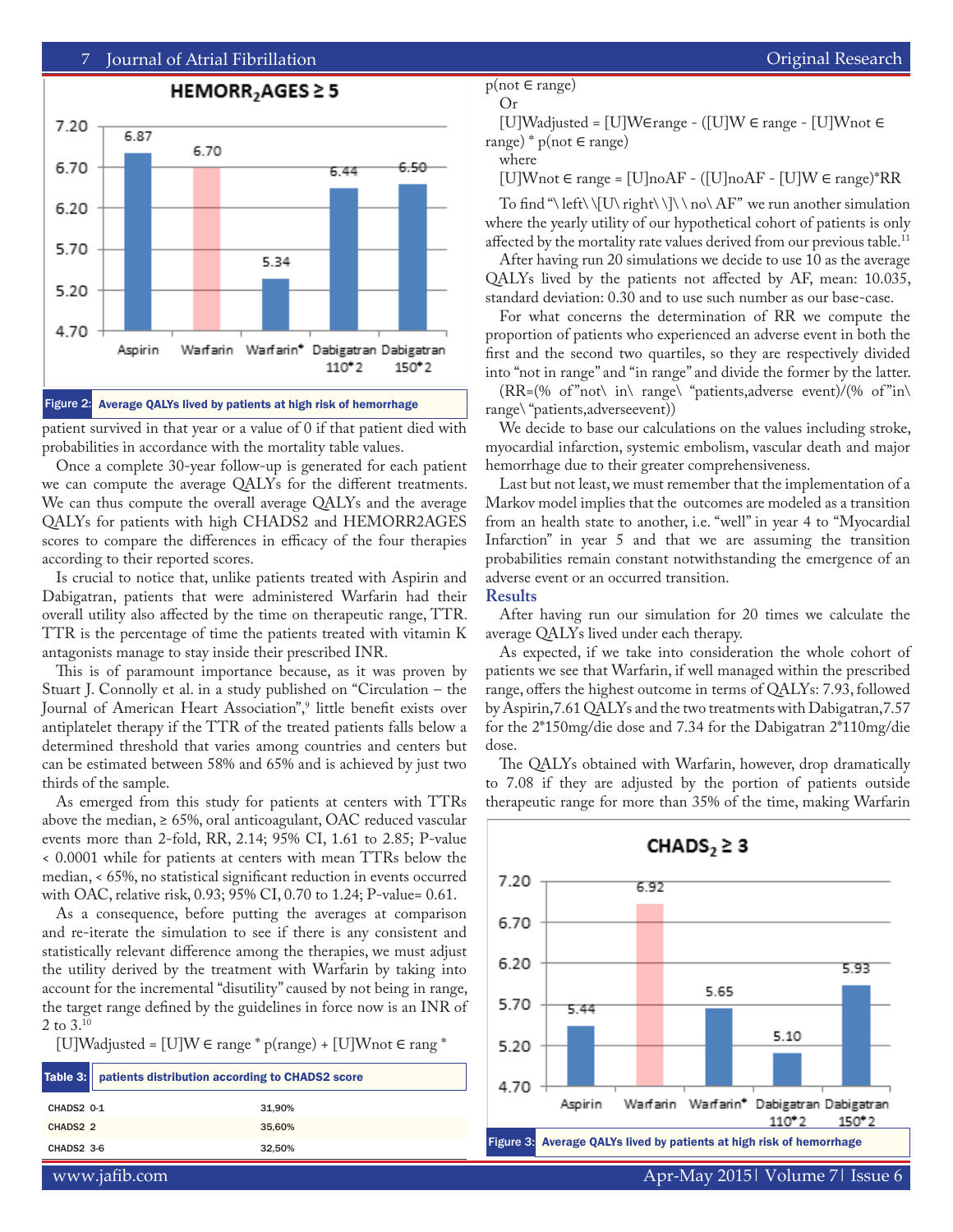Figure 2: Average QALYs lived by patients at high risk of hemorrhage

patient survived in that year or a value of 0 if that patient died with probabilities in accordance with the mortality table values.

Once a complete 30-year follow-up is generated for each patient we can compute the average QALYs for the different treatments. We can thus compute the overall average QALYs and the average QALYs for patients with high CHADS2 and HEMORR2AGES scores to compare the differences in efficacy of the four therapies according to their reported scores.

Is crucial to notice that, unlike patients treated with Aspirin and Dabigatran, patients that were administered Warfarin had their overall utility also affected by the time on therapeutic range, TTR. TTR is the percentage of time the patients treated with vitamin K antagonists manage to stay inside their prescribed INR.

This is of paramount importance because, as it was proven by Stuart J. Connolly et al. in a study published on "Circulation – the Journal of American Heart Association",[9] little benefit exists over antiplatelet therapy if the TTR of the treated patients falls below a determined threshold that varies among countries and centers but can be estimated between 58% and 65% and is achieved by just two thirds of the sample.

As emerged from this study for patients at centers with TTRs above the median, ≥ 65%, oral anticoagulant, OAC reduced vascular events more than 2-fold, RR, 2.14; 95% CI, 1.61 to 2.85; P-value < 0.0001 while for patients at centers with mean TTRs below the median, < 65%, no statistical significant reduction in events occurred with OAC, relative risk, 0.93; 95% CI, 0.70 to 1.24; P-value= 0.61.

As a consequence, before putting the averages at comparison and re-iterate the simulation to see if there is any consistent and statistically relevant difference among the therapies, we must adjust the utility derived by the treatment with Warfarin by taking into account for the incremental "disutility" caused by not being in range, the target range defined by the guidelines in force now is an INR of 2 to 3.[10]

$[U]W_{adjusted} = [U]W \in range * p(range) + [U]W_{not} \in rang * p(not \in range)$

Or

$[U]W_{adjusted} = [U]W \in range - ([U]W \in range - [U]W_{not} \in range) * p(not \in range)$

where

$[U]W_{not} \in range = [U]_{noAF} - ([U]_{noAF} - [U]W \in range)*RR$

To find "\ left\ \[U\ right\ \]\ \ no\ AF" we run another simulation where the yearly utility of our hypothetical cohort of patients is only affected by the mortality rate values derived from our previous table.[11]

After having run 20 simulations we decide to use 10 as the average QALYs lived by the patients not affected by AF, mean: 10.035, standard deviation: 0.30 and to use such number as our base-case.

For what concerns the determination of RR we compute the proportion of patients who experienced an adverse event in both the first and the second two quartiles, so they are respectively divided into "not in range" and "in range" and divide the former by the latter.

(RR=(% of"not\ in\ range\ "patients,adverse event)/(% of"in\ range\ "patients,adverseevent))

We decide to base our calculations on the values including stroke, myocardial infarction, systemic embolism, vascular death and major hemorrhage due to their greater comprehensiveness.

Last but not least, we must remember that the implementation of a Markov model implies that the outcomes are modeled as a transition from an health state to another, i.e. "well" in year 4 to "Myocardial Infarction" in year 5 and that we are assuming the transition probabilities remain constant notwithstanding the emergence of an adverse event or an occurred transition.

## Results

After having run our simulation for 20 times we calculate the average QALYs lived under each therapy.

As expected, if we take into consideration the whole cohort of patients we see that Warfarin, if well managed within the prescribed range, offers the highest outcome in terms of QALYs: 7.93, followed by Aspirin,7.61 QALYs and the two treatments with Dabigatran,7.57 for the 2*150mg/die dose and 7.34 for the Dabigatran 2*110mg/die dose.

The QALYs obtained with Warfarin, however, drop dramatically to 7.08 if they are adjusted by the portion of patients outside therapeutic range for more than 35% of the time, making Warfarin

Figure 3: Average QALYs lived by patients at high risk of hemorrhage

Table 3: patients distribution according to CHADS2 score

| | |
|---|---|
| CHADS2 0-1 | 31,90% |
| CHADS2 2 | 35,60% |
| CHADS2 3-6 | 32,50% |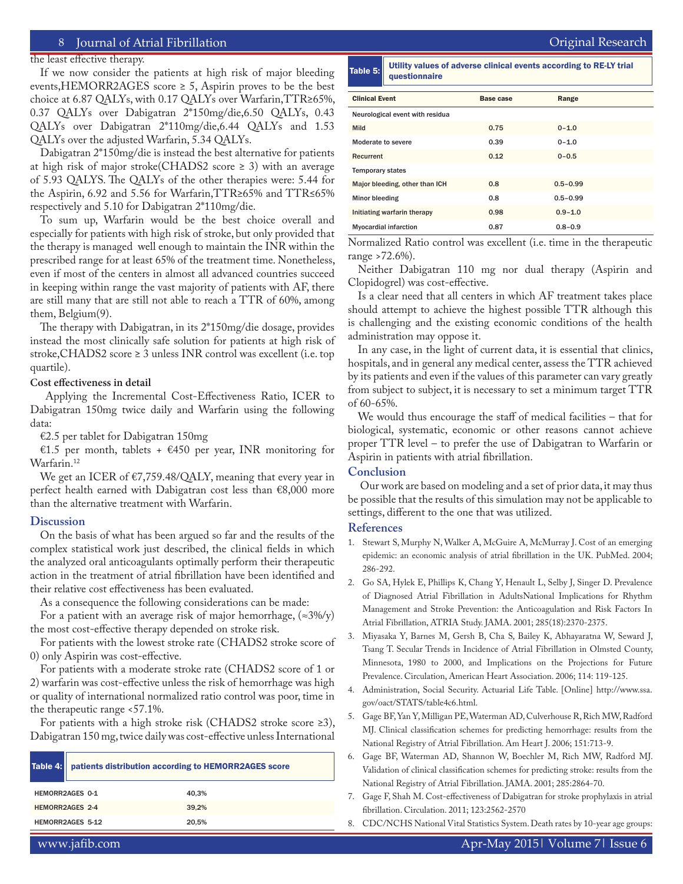the least effective therapy.

If we now consider the patients at high risk of major bleeding events,HEMORR2AGES score ≥ 5, Aspirin proves to be the best choice at 6.87 QALYs, with 0.17 QALYs over Warfarin,TTR≥65%, 0.37 QALYs over Dabigatran 2*150mg/die,6.50 QALYs, 0.43 QALYs over Dabigatran 2*110mg/die,6.44 QALYs and 1.53 QALYs over the adjusted Warfarin, 5.34 QALYs.

Dabigatran 2*150mg/die is instead the best alternative for patients at high risk of major stroke(CHADS2 score ≥ 3) with an average of 5.93 QALYS. The QALYs of the other therapies were: 5.44 for the Aspirin, 6.92 and 5.56 for Warfarin,TTR≥65% and TTR≤65% respectively and 5.10 for Dabigatran 2*110mg/die.

To sum up, Warfarin would be the best choice overall and especially for patients with high risk of stroke, but only provided that the therapy is managed well enough to maintain the INR within the prescribed range for at least 65% of the treatment time. Nonetheless, even if most of the centers in almost all advanced countries succeed in keeping within range the vast majority of patients with AF, there are still many that are still not able to reach a TTR of 60%, among them, Belgium(9).

The therapy with Dabigatran, in its 2*150mg/die dosage, provides instead the most clinically safe solution for patients at high risk of stroke,CHADS2 score ≥ 3 unless INR control was excellent (i.e. top quartile).

**Cost effectiveness in detail**

Applying the Incremental Cost-Effectiveness Ratio, ICER to Dabigatran 150mg twice daily and Warfarin using the following data:

€2.5 per tablet for Dabigatran 150mg

€1.5 per month, tablets + €450 per year, INR monitoring for Warfarin.[12]

We get an ICER of €7,759.48/QALY, meaning that every year in perfect health earned with Dabigatran cost less than €8,000 more than the alternative treatment with Warfarin.

## Discussion

On the basis of what has been argued so far and the results of the complex statistical work just described, the clinical fields in which the analyzed oral anticoagulants optimally perform their therapeutic action in the treatment of atrial fibrillation have been identified and their relative cost effectiveness has been evaluated.

As a consequence the following considerations can be made:

For a patient with an average risk of major hemorrhage, (≈3%/y) the most cost-effective therapy depended on stroke risk.

For patients with the lowest stroke rate (CHADS2 stroke score of 0) only Aspirin was cost-effective.

For patients with a moderate stroke rate (CHADS2 score of 1 or 2) warfarin was cost-effective unless the risk of hemorrhage was high or quality of international normalized ratio control was poor, time in the therapeutic range <57.1%.

For patients with a high stroke risk (CHADS2 stroke score ≥3), Dabigatran 150 mg, twice daily was cost-effective unless International Normalized Ratio control was excellent (i.e. time in the therapeutic range >72.6%).

Neither Dabigatran 110 mg nor dual therapy (Aspirin and Clopidogrel) was cost-effective.

Is a clear need that all centers in which AF treatment takes place should attempt to achieve the highest possible TTR although this is challenging and the existing economic conditions of the health administration may oppose it.

In any case, in the light of current data, it is essential that clinics, hospitals, and in general any medical center, assess the TTR achieved by its patients and even if the values of this parameter can vary greatly from subject to subject, it is necessary to set a minimum target TTR of 60-65%.

We would thus encourage the staff of medical facilities – that for biological, systematic, economic or other reasons cannot achieve proper TTR level – to prefer the use of Dabigatran to Warfarin or Aspirin in patients with atrial fibrillation.

**Table 4:** patients distribution according to HEMORR2AGES score

| | |
|---|---|
| HEMORR2AGES 0-1 | 40,3% |
| HEMORR2AGES 2-4 | 39,2% |
| HEMORR2AGES 5-12 | 20,5% |

**Table 5:** Utility values of adverse clinical events according to RE-LY trial questionnaire

| Clinical Event | Base case | Range |
|---|---|---|
| Neurological event with residua | | |
| Mild | 0.75 | 0–1.0 |
| Moderate to severe | 0.39 | 0–1.0 |
| Recurrent | 0.12 | 0–0.5 |
| Temporary states | | |
| Major bleeding, other than ICH | 0.8 | 0.5–0.99 |
| Minor bleeding | 0.8 | 0.5–0.99 |
| Initiating warfarin therapy | 0.98 | 0.9–1.0 |
| Myocardial infarction | 0.87 | 0.8–0.9 |

## Conclusion

Our work are based on modeling and a set of prior data, it may thus be possible that the results of this simulation may not be applicable to settings, different to the one that was utilized.

## References

1. Stewart S, Murphy N, Walker A, McGuire A, McMurray J. Cost of an emerging epidemic: an economic analysis of atrial fibrillation in the UK. PubMed. 2004; 286-292.
2. Go SA, Hylek E, Phillips K, Chang Y, Henault L, Selby J, Singer D. Prevalence of Diagnosed Atrial Fibrillation in AdultsNational Implications for Rhythm Management and Stroke Prevention: the Anticoagulation and Risk Factors In Atrial Fibrillation, ATRIA Study. JAMA. 2001; 285(18):2370-2375.
3. Miyasaka Y, Barnes M, Gersh B, Cha S, Bailey K, Abhayaratna W, Seward J, Tsang T. Secular Trends in Incidence of Atrial Fibrillation in Olmsted County, Minnesota, 1980 to 2000, and Implications on the Projections for Future Prevalence. Circulation, American Heart Association. 2006; 114: 119-125.
4. Administration, Social Security. Actuarial Life Table. [Online] http://www.ssa.gov/oact/STATS/table4c6.html.
5. Gage BF, Yan Y, Milligan PE, Waterman AD, Culverhouse R, Rich MW, Radford MJ. Clinical classification schemes for predicting hemorrhage: results from the National Registry of Atrial Fibrillation. Am Heart J. 2006; 151:713-9.
6. Gage BF, Waterman AD, Shannon W, Boechler M, Rich MW, Radford MJ. Validation of clinical classification schemes for predicting stroke: results from the National Registry of Atrial Fibrillation. JAMA. 2001; 285:2864-70.
7. Gage F, Shah M. Cost-effectiveness of Dabigatran for stroke prophylaxis in atrial fibrillation. Circulation. 2011; 123:2562-2570
8. CDC/NCHS National Vital Statistics System. Death rates by 10-year age groups: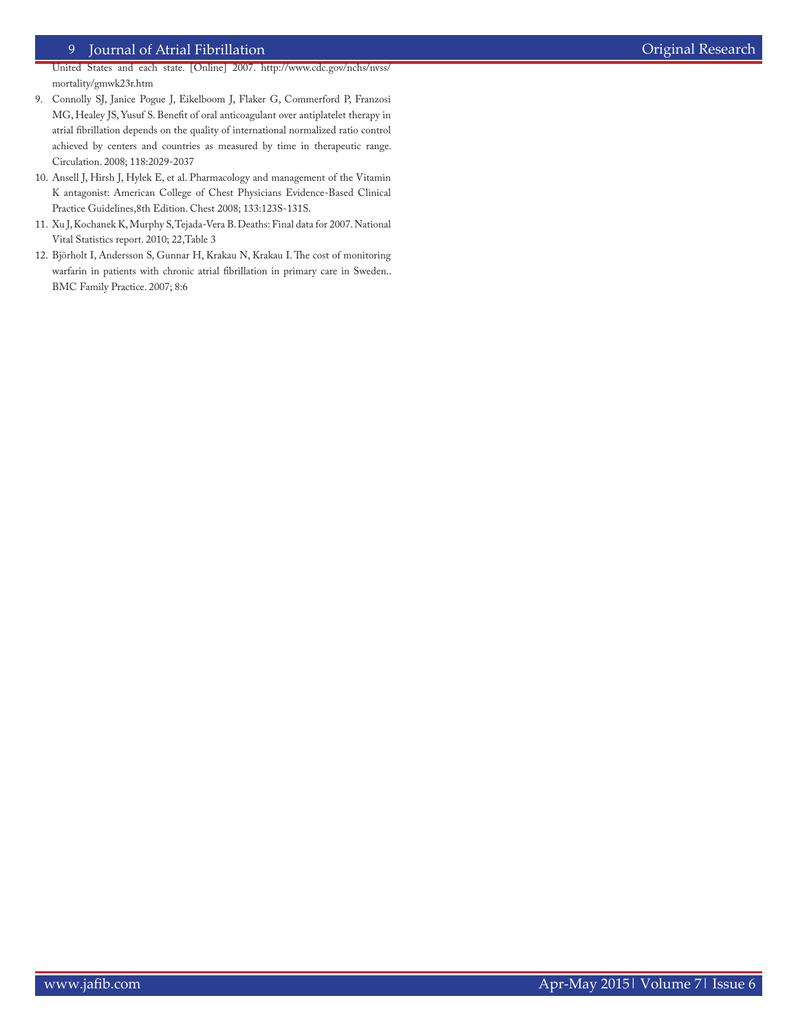United States and each state. [Online] 2007. http://www.cdc.gov/nchs/nvss/mortality/gmwk23r.htm

9. Connolly SJ, Janice Pogue J, Eikelboom J, Flaker G, Commerford P, Franzosi MG, Healey JS, Yusuf S. Benefit of oral anticoagulant over antiplatelet therapy in atrial fibrillation depends on the quality of international normalized ratio control achieved by centers and countries as measured by time in therapeutic range. Circulation. 2008; 118:2029-2037
10. Ansell J, Hirsh J, Hylek E, et al. Pharmacology and management of the Vitamin K antagonist: American College of Chest Physicians Evidence-Based Clinical Practice Guidelines,8th Edition. Chest 2008; 133:123S-131S.
11. Xu J, Kochanek K, Murphy S, Tejada-Vera B. Deaths: Final data for 2007. National Vital Statistics report. 2010; 22,Table 3
12. Björholt I, Andersson S, Gunnar H, Krakau N, Krakau I. The cost of monitoring warfarin in patients with chronic atrial fibrillation in primary care in Sweden.. BMC Family Practice. 2007; 8:6